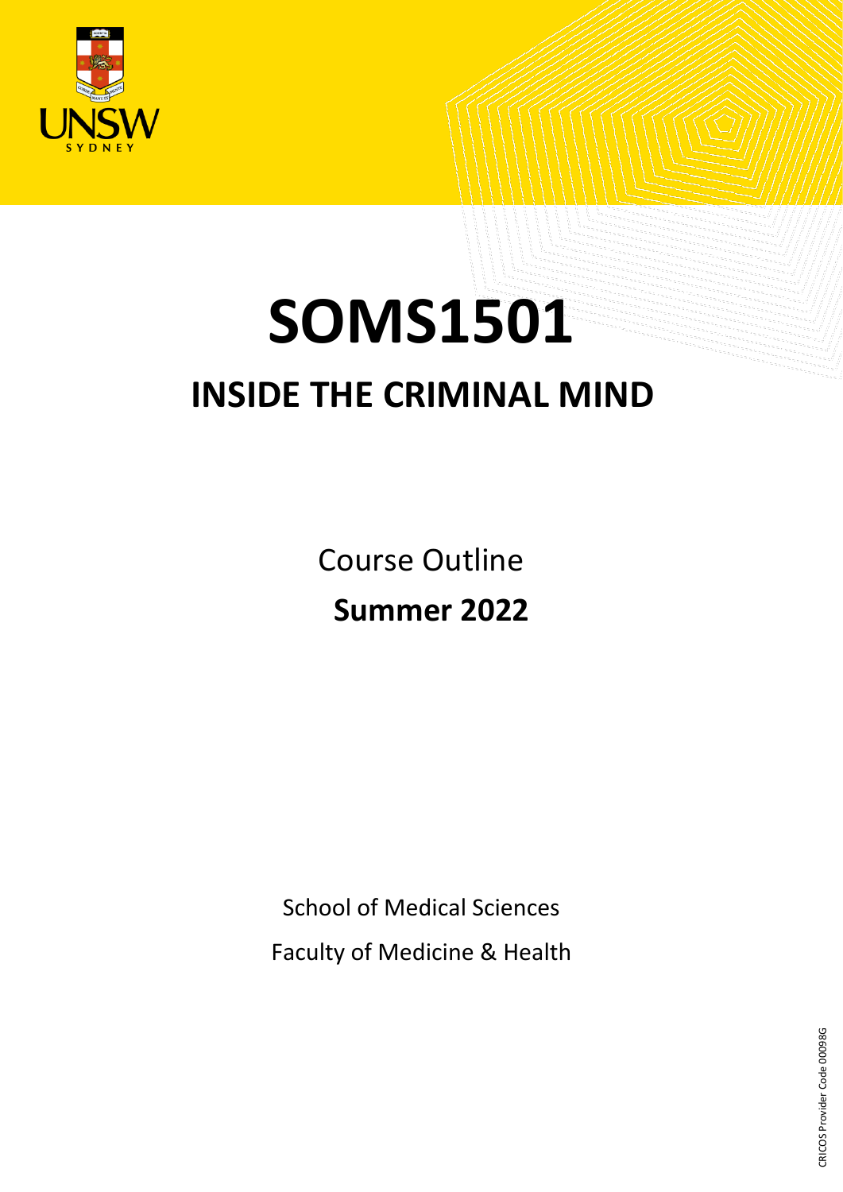# SOMS1501

## INSIDE THE CRIMINAL MIND

Course Outline

**Summer 2022**

School of Medical Sciences

Faculty of Medicine & Health

CRICOS Provider Code 00098G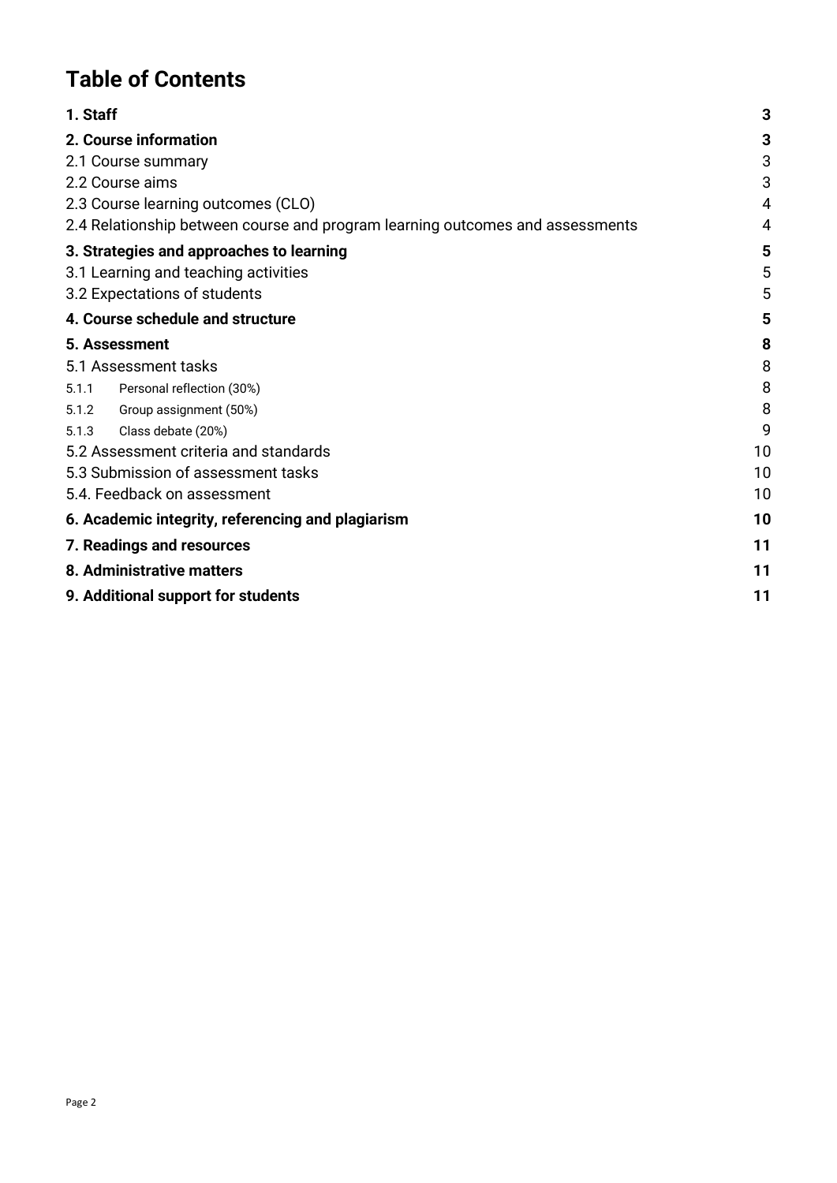# Table of Contents

| | |
|---|---|
| **1. Staff** | **3** |
| **2. Course information** | **3** |
| 2.1 Course summary | 3 |
| 2.2 Course aims | 3 |
| 2.3 Course learning outcomes (CLO) | 4 |
| 2.4 Relationship between course and program learning outcomes and assessments | 4 |
| **3. Strategies and approaches to learning** | **5** |
| 3.1 Learning and teaching activities | 5 |
| 3.2 Expectations of students | 5 |
| **4. Course schedule and structure** | **5** |
| **5. Assessment** | **8** |
| 5.1 Assessment tasks | 8 |
| 5.1.1 Personal reflection (30%) | 8 |
| 5.1.2 Group assignment (50%) | 8 |
| 5.1.3 Class debate (20%) | 9 |
| 5.2 Assessment criteria and standards | 10 |
| 5.3 Submission of assessment tasks | 10 |
| 5.4. Feedback on assessment | 10 |
| **6. Academic integrity, referencing and plagiarism** | **10** |
| **7. Readings and resources** | **11** |
| **8. Administrative matters** | **11** |
| **9. Additional support for students** | **11** |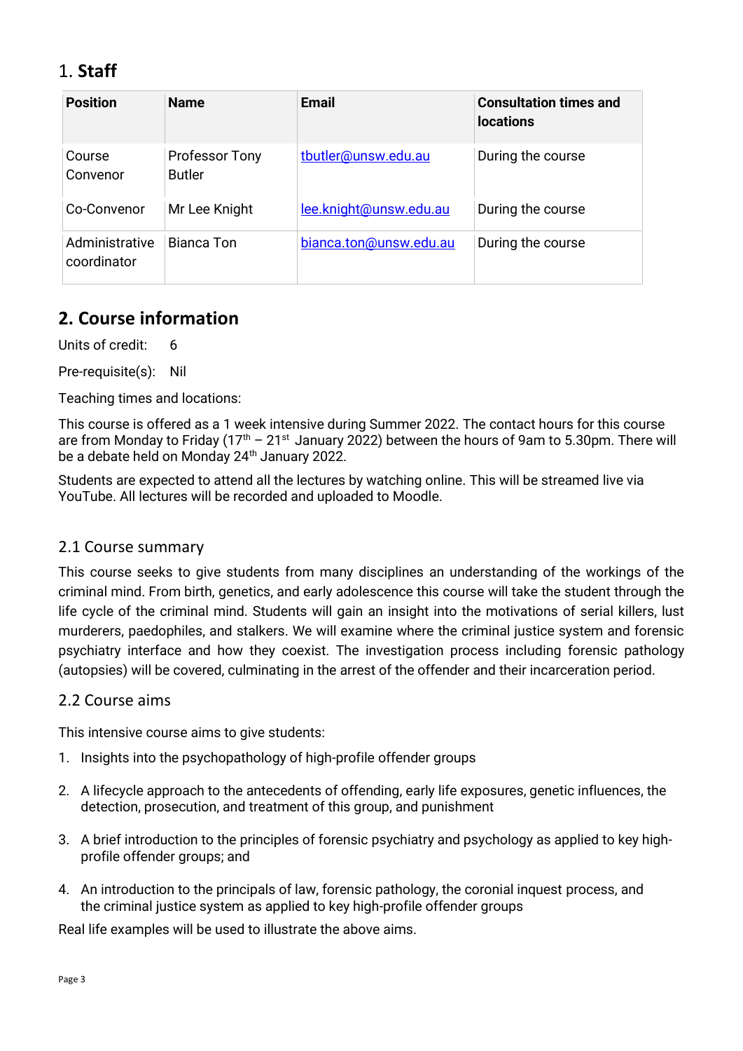# 1. **Staff**

| Position | Name | Email | Consultation times and locations |
|---|---|---|---|
| Course Convenor | Professor Tony Butler | tbutler@unsw.edu.au | During the course |
| Co-Convenor | Mr Lee Knight | lee.knight@unsw.edu.au | During the course |
| Administrative coordinator | Bianca Ton | bianca.ton@unsw.edu.au | During the course |

## 2. Course information

Units of credit: 6

Pre-requisite(s): Nil

Teaching times and locations:

This course is offered as a 1 week intensive during Summer 2022. The contact hours for this course are from Monday to Friday (17th – 21st January 2022) between the hours of 9am to 5.30pm. There will be a debate held on Monday 24th January 2022.

Students are expected to attend all the lectures by watching online. This will be streamed live via YouTube. All lectures will be recorded and uploaded to Moodle.

### 2.1 Course summary

This course seeks to give students from many disciplines an understanding of the workings of the criminal mind. From birth, genetics, and early adolescence this course will take the student through the life cycle of the criminal mind. Students will gain an insight into the motivations of serial killers, lust murderers, paedophiles, and stalkers. We will examine where the criminal justice system and forensic psychiatry interface and how they coexist. The investigation process including forensic pathology (autopsies) will be covered, culminating in the arrest of the offender and their incarceration period.

### 2.2 Course aims

This intensive course aims to give students:

1. Insights into the psychopathology of high-profile offender groups
2. A lifecycle approach to the antecedents of offending, early life exposures, genetic influences, the detection, prosecution, and treatment of this group, and punishment
3. A brief introduction to the principles of forensic psychiatry and psychology as applied to key high-profile offender groups; and
4. An introduction to the principals of law, forensic pathology, the coronial inquest process, and the criminal justice system as applied to key high-profile offender groups

Real life examples will be used to illustrate the above aims.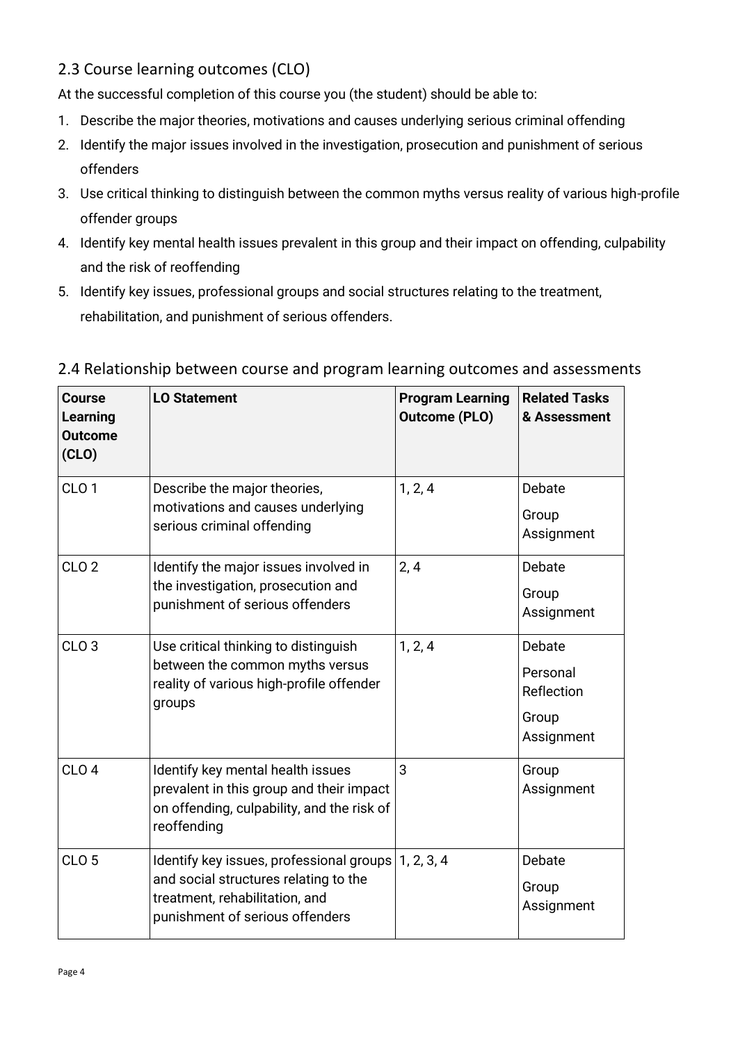## 2.3 Course learning outcomes (CLO)

At the successful completion of this course you (the student) should be able to:

1. Describe the major theories, motivations and causes underlying serious criminal offending
2. Identify the major issues involved in the investigation, prosecution and punishment of serious offenders
3. Use critical thinking to distinguish between the common myths versus reality of various high-profile offender groups
4. Identify key mental health issues prevalent in this group and their impact on offending, culpability and the risk of reoffending
5. Identify key issues, professional groups and social structures relating to the treatment, rehabilitation, and punishment of serious offenders.

## 2.4 Relationship between course and program learning outcomes and assessments

| Course Learning Outcome (CLO) | LO Statement | Program Learning Outcome (PLO) | Related Tasks & Assessment |
|---|---|---|---|
| CLO 1 | Describe the major theories, motivations and causes underlying serious criminal offending | 1, 2, 4 | Debate<br>Group Assignment |
| CLO 2 | Identify the major issues involved in the investigation, prosecution and punishment of serious offenders | 2, 4 | Debate<br>Group Assignment |
| CLO 3 | Use critical thinking to distinguish between the common myths versus reality of various high-profile offender groups | 1, 2, 4 | Debate<br>Personal Reflection<br>Group Assignment |
| CLO 4 | Identify key mental health issues prevalent in this group and their impact on offending, culpability, and the risk of reoffending | 3 | Group Assignment |
| CLO 5 | Identify key issues, professional groups and social structures relating to the treatment, rehabilitation, and punishment of serious offenders | 1, 2, 3, 4 | Debate<br>Group Assignment |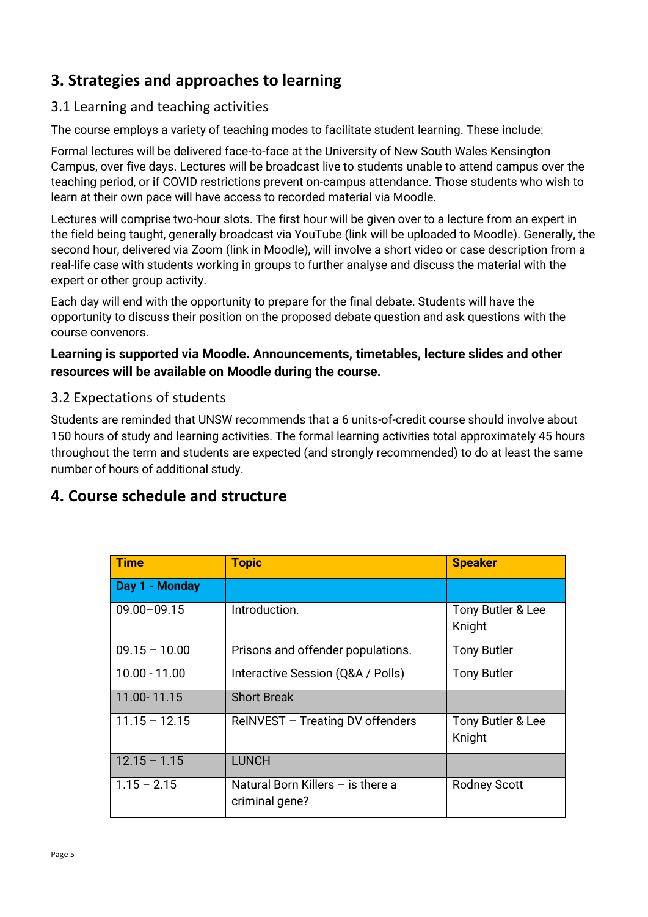## 3. Strategies and approaches to learning

### 3.1 Learning and teaching activities

The course employs a variety of teaching modes to facilitate student learning. These include:

Formal lectures will be delivered face-to-face at the University of New South Wales Kensington Campus, over five days. Lectures will be broadcast live to students unable to attend campus over the teaching period, or if COVID restrictions prevent on-campus attendance. Those students who wish to learn at their own pace will have access to recorded material via Moodle.

Lectures will comprise two-hour slots. The first hour will be given over to a lecture from an expert in the field being taught, generally broadcast via YouTube (link will be uploaded to Moodle). Generally, the second hour, delivered via Zoom (link in Moodle), will involve a short video or case description from a real-life case with students working in groups to further analyse and discuss the material with the expert or other group activity.

Each day will end with the opportunity to prepare for the final debate. Students will have the opportunity to discuss their position on the proposed debate question and ask questions with the course convenors.

**Learning is supported via Moodle. Announcements, timetables, lecture slides and other resources will be available on Moodle during the course.**

### 3.2 Expectations of students

Students are reminded that UNSW recommends that a 6 units-of-credit course should involve about 150 hours of study and learning activities. The formal learning activities total approximately 45 hours throughout the term and students are expected (and strongly recommended) to do at least the same number of hours of additional study.

## 4. Course schedule and structure

| Time | Topic | Speaker |
|---|---|---|
| **Day 1 - Monday** | | |
| 09.00–09.15 | Introduction. | Tony Butler & Lee Knight |
| 09.15 – 10.00 | Prisons and offender populations. | Tony Butler |
| 10.00 - 11.00 | Interactive Session (Q&A / Polls) | Tony Butler |
| 11.00- 11.15 | Short Break | |
| 11.15 – 12.15 | ReINVEST – Treating DV offenders | Tony Butler & Lee Knight |
| 12.15 – 1.15 | LUNCH | |
| 1.15 – 2.15 | Natural Born Killers – is there a criminal gene? | Rodney Scott |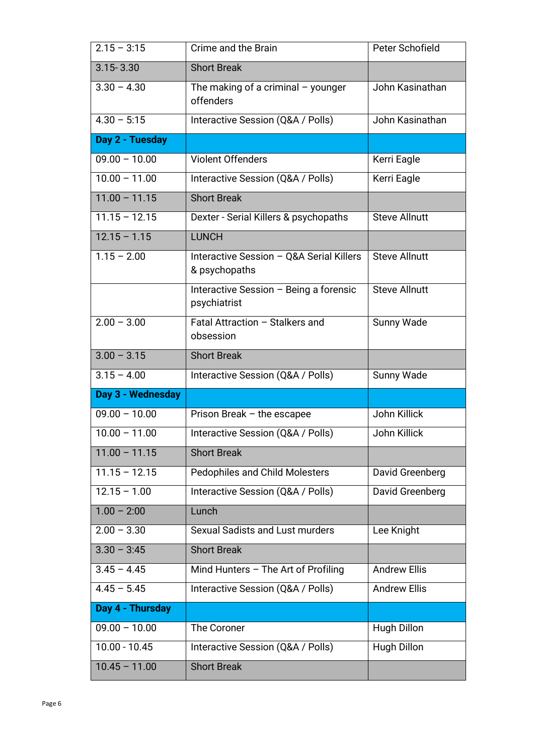| 2.15 – 3:15 | Crime and the Brain | Peter Schofield |
|---|---|---|
| 3.15- 3.30 | Short Break | |
| 3.30 – 4.30 | The making of a criminal – younger offenders | John Kasinathan |
| 4.30 – 5:15 | Interactive Session (Q&A / Polls) | John Kasinathan |
| **Day 2 - Tuesday** | | |
| 09.00 – 10.00 | Violent Offenders | Kerri Eagle |
| 10.00 – 11.00 | Interactive Session (Q&A / Polls) | Kerri Eagle |
| 11.00 – 11.15 | Short Break | |
| 11.15 – 12.15 | Dexter - Serial Killers & psychopaths | Steve Allnutt |
| 12.15 – 1.15 | LUNCH | |
| 1.15 – 2.00 | Interactive Session – Q&A Serial Killers & psychopaths | Steve Allnutt |
| | Interactive Session – Being a forensic psychiatrist | Steve Allnutt |
| 2.00 – 3.00 | Fatal Attraction – Stalkers and obsession | Sunny Wade |
| 3.00 – 3.15 | Short Break | |
| 3.15 – 4.00 | Interactive Session (Q&A / Polls) | Sunny Wade |
| **Day 3 - Wednesday** | | |
| 09.00 – 10.00 | Prison Break – the escapee | John Killick |
| 10.00 – 11.00 | Interactive Session (Q&A / Polls) | John Killick |
| 11.00 – 11.15 | Short Break | |
| 11.15 – 12.15 | Pedophiles and Child Molesters | David Greenberg |
| 12.15 – 1.00 | Interactive Session (Q&A / Polls) | David Greenberg |
| 1.00 – 2:00 | Lunch | |
| 2.00 – 3.30 | Sexual Sadists and Lust murders | Lee Knight |
| 3.30 – 3:45 | Short Break | |
| 3.45 – 4.45 | Mind Hunters – The Art of Profiling | Andrew Ellis |
| 4.45 – 5.45 | Interactive Session (Q&A / Polls) | Andrew Ellis |
| **Day 4 - Thursday** | | |
| 09.00 – 10.00 | The Coroner | Hugh Dillon |
| 10.00 - 10.45 | Interactive Session (Q&A / Polls) | Hugh Dillon |
| 10.45 – 11.00 | Short Break | |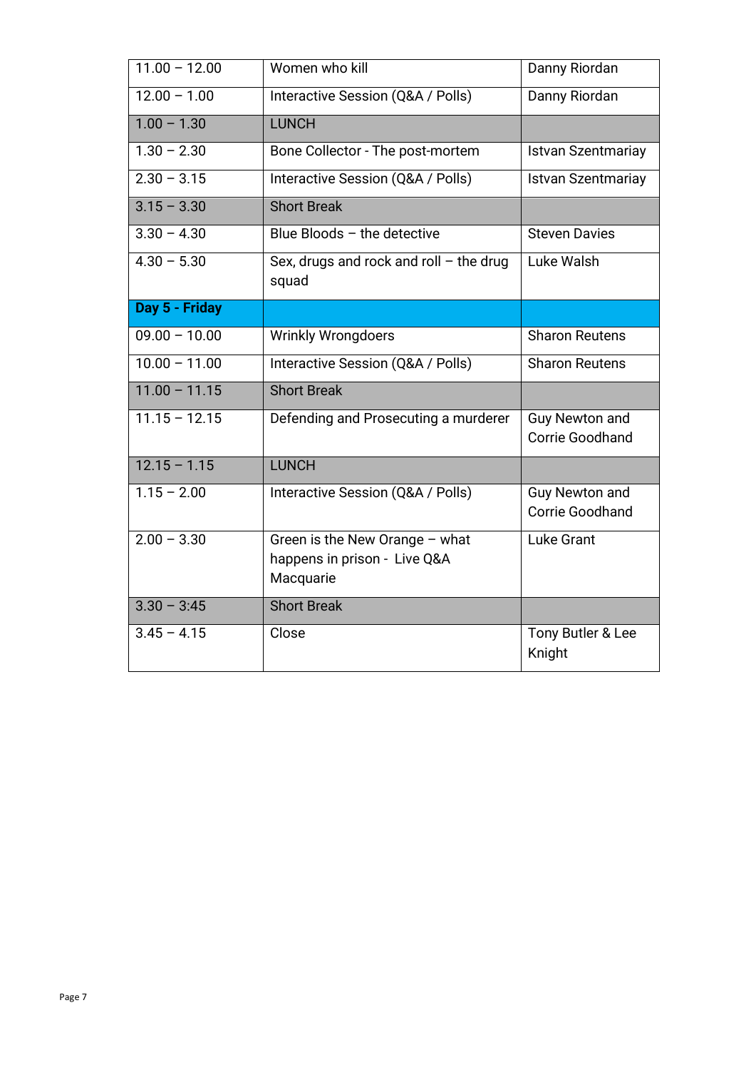| 11.00 – 12.00 | Women who kill | Danny Riordan |
|---|---|---|
| 12.00 – 1.00 | Interactive Session (Q&A / Polls) | Danny Riordan |
| 1.00 – 1.30 | LUNCH | |
| 1.30 – 2.30 | Bone Collector - The post-mortem | Istvan Szentmariay |
| 2.30 – 3.15 | Interactive Session (Q&A / Polls) | Istvan Szentmariay |
| 3.15 – 3.30 | Short Break | |
| 3.30 – 4.30 | Blue Bloods – the detective | Steven Davies |
| 4.30 – 5.30 | Sex, drugs and rock and roll – the drug squad | Luke Walsh |
| **Day 5 - Friday** | | |
| 09.00 – 10.00 | Wrinkly Wrongdoers | Sharon Reutens |
| 10.00 – 11.00 | Interactive Session (Q&A / Polls) | Sharon Reutens |
| 11.00 – 11.15 | Short Break | |
| 11.15 – 12.15 | Defending and Prosecuting a murderer | Guy Newton and Corrie Goodhand |
| 12.15 – 1.15 | LUNCH | |
| 1.15 – 2.00 | Interactive Session (Q&A / Polls) | Guy Newton and Corrie Goodhand |
| 2.00 – 3.30 | Green is the New Orange – what happens in prison - Live Q&A Macquarie | Luke Grant |
| 3.30 – 3:45 | Short Break | |
| 3.45 – 4.15 | Close | Tony Butler & Lee Knight |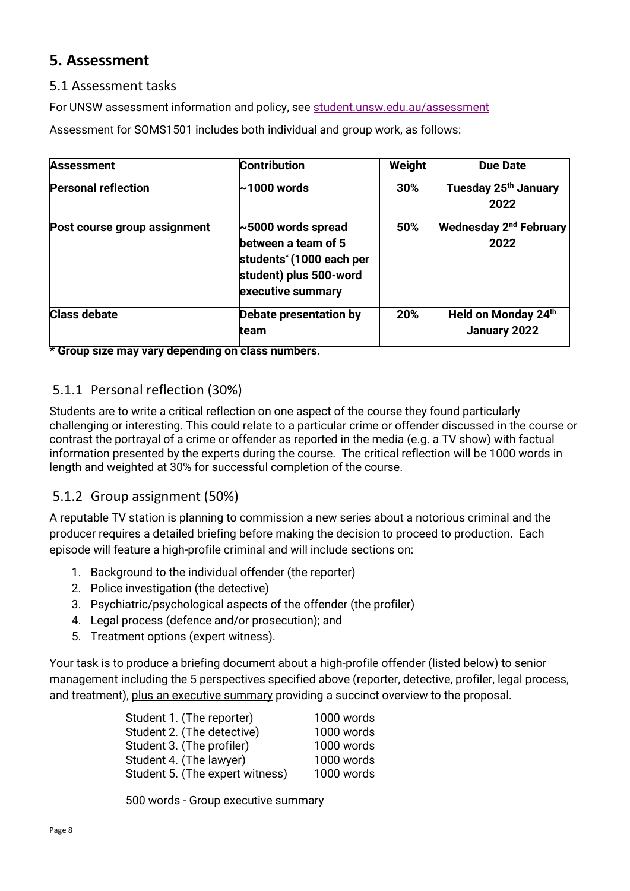## 5. Assessment

### 5.1 Assessment tasks

For UNSW assessment information and policy, see student.unsw.edu.au/assessment

Assessment for SOMS1501 includes both individual and group work, as follows:

| Assessment | Contribution | Weight | Due Date |
|---|---|---|---|
| **Personal reflection** | **~1000 words** | **30%** | **Tuesday 25th January 2022** |
| **Post course group assignment** | **~5000 words spread between a team of 5 students* (1000 each per student) plus 500-word executive summary** | **50%** | **Wednesday 2nd February 2022** |
| **Class debate** | **Debate presentation by team** | **20%** | **Held on Monday 24th January 2022** |

**\* Group size may vary depending on class numbers.**

### 5.1.1 Personal reflection (30%)

Students are to write a critical reflection on one aspect of the course they found particularly challenging or interesting. This could relate to a particular crime or offender discussed in the course or contrast the portrayal of a crime or offender as reported in the media (e.g. a TV show) with factual information presented by the experts during the course. The critical reflection will be 1000 words in length and weighted at 30% for successful completion of the course.

### 5.1.2 Group assignment (50%)

A reputable TV station is planning to commission a new series about a notorious criminal and the producer requires a detailed briefing before making the decision to proceed to production. Each episode will feature a high-profile criminal and will include sections on:

1. Background to the individual offender (the reporter)
2. Police investigation (the detective)
3. Psychiatric/psychological aspects of the offender (the profiler)
4. Legal process (defence and/or prosecution); and
5. Treatment options (expert witness).

Your task is to produce a briefing document about a high-profile offender (listed below) to senior management including the 5 perspectives specified above (reporter, detective, profiler, legal process, and treatment), plus an executive summary providing a succinct overview to the proposal.

| | |
|---|---|
| Student 1. (The reporter) | 1000 words |
| Student 2. (The detective) | 1000 words |
| Student 3. (The profiler) | 1000 words |
| Student 4. (The lawyer) | 1000 words |
| Student 5. (The expert witness) | 1000 words |

500 words - Group executive summary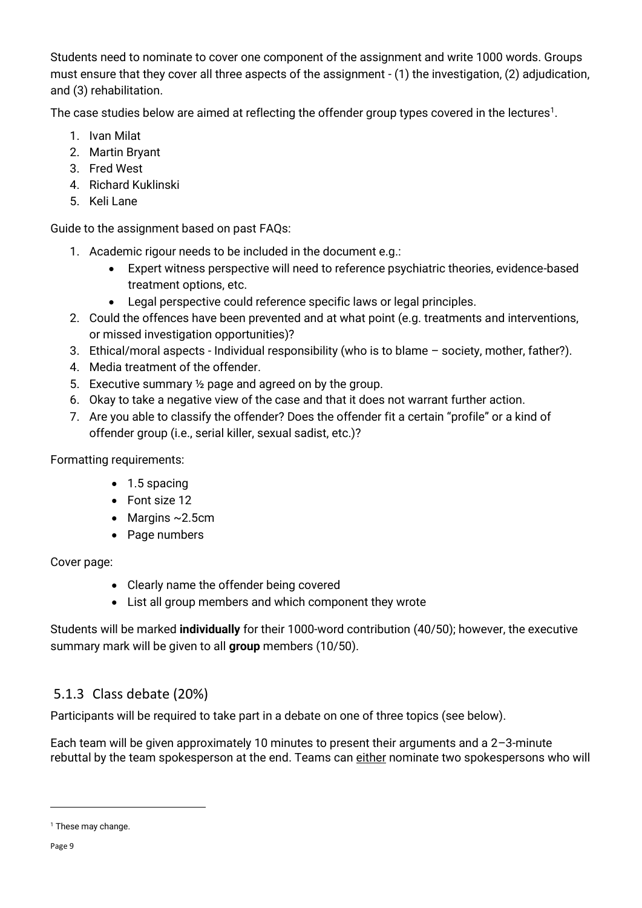Students need to nominate to cover one component of the assignment and write 1000 words. Groups must ensure that they cover all three aspects of the assignment - (1) the investigation, (2) adjudication, and (3) rehabilitation.

The case studies below are aimed at reflecting the offender group types covered in the lectures[1].

1. Ivan Milat
2. Martin Bryant
3. Fred West
4. Richard Kuklinski
5. Keli Lane

Guide to the assignment based on past FAQs:

1. Academic rigour needs to be included in the document e.g.:
   - Expert witness perspective will need to reference psychiatric theories, evidence-based treatment options, etc.
   - Legal perspective could reference specific laws or legal principles.
2. Could the offences have been prevented and at what point (e.g. treatments and interventions, or missed investigation opportunities)?
3. Ethical/moral aspects - Individual responsibility (who is to blame – society, mother, father?).
4. Media treatment of the offender.
5. Executive summary ½ page and agreed on by the group.
6. Okay to take a negative view of the case and that it does not warrant further action.
7. Are you able to classify the offender? Does the offender fit a certain "profile" or a kind of offender group (i.e., serial killer, sexual sadist, etc.)?

Formatting requirements:

- 1.5 spacing
- Font size 12
- Margins ~2.5cm
- Page numbers

Cover page:

- Clearly name the offender being covered
- List all group members and which component they wrote

Students will be marked **individually** for their 1000-word contribution (40/50); however, the executive summary mark will be given to all **group** members (10/50).

### 5.1.3 Class debate (20%)

Participants will be required to take part in a debate on one of three topics (see below).

Each team will be given approximately 10 minutes to present their arguments and a 2–3-minute rebuttal by the team spokesperson at the end. Teams can <u>either</u> nominate two spokespersons who will

[1] These may change.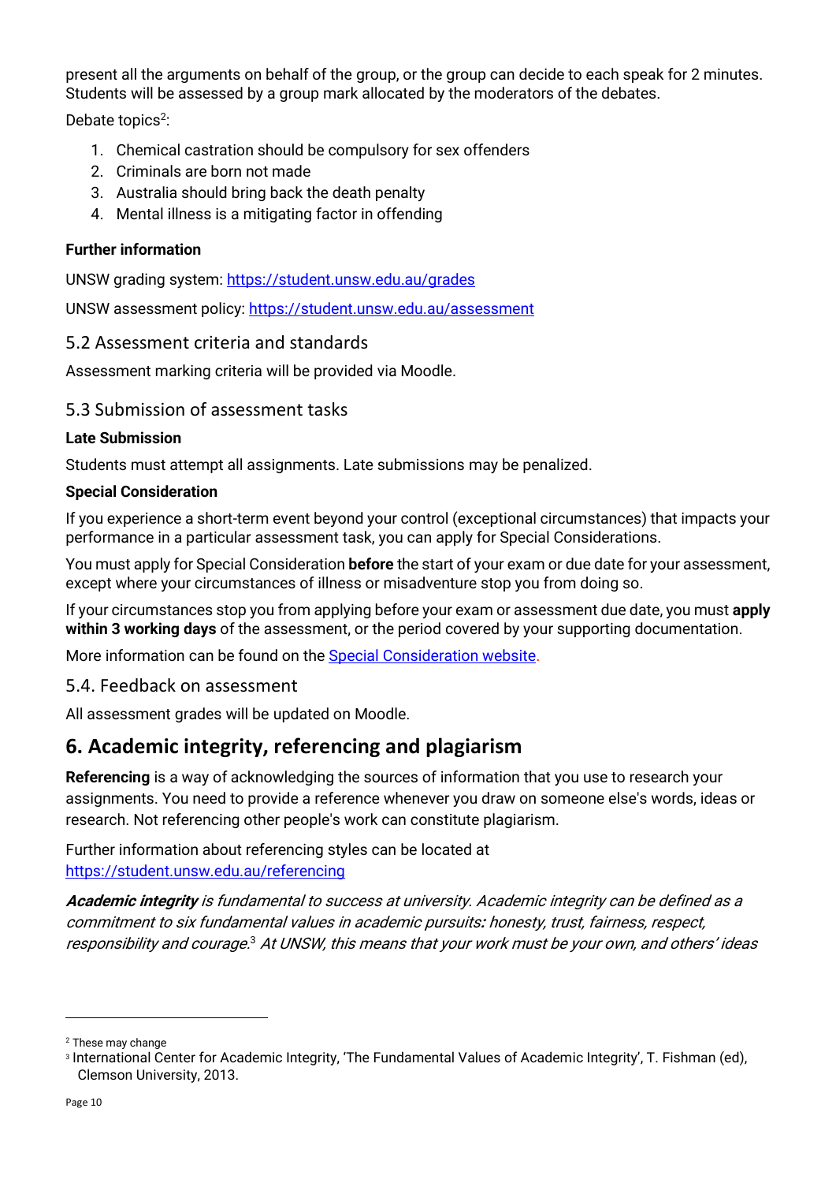present all the arguments on behalf of the group, or the group can decide to each speak for 2 minutes. Students will be assessed by a group mark allocated by the moderators of the debates.

Debate topics[2]:

1. Chemical castration should be compulsory for sex offenders
2. Criminals are born not made
3. Australia should bring back the death penalty
4. Mental illness is a mitigating factor in offending

**Further information**

UNSW grading system: https://student.unsw.edu.au/grades

UNSW assessment policy: https://student.unsw.edu.au/assessment

### 5.2 Assessment criteria and standards

Assessment marking criteria will be provided via Moodle.

### 5.3 Submission of assessment tasks

**Late Submission**

Students must attempt all assignments. Late submissions may be penalized.

**Special Consideration**

If you experience a short-term event beyond your control (exceptional circumstances) that impacts your performance in a particular assessment task, you can apply for Special Considerations.

You must apply for Special Consideration **before** the start of your exam or due date for your assessment, except where your circumstances of illness or misadventure stop you from doing so.

If your circumstances stop you from applying before your exam or assessment due date, you must **apply within 3 working days** of the assessment, or the period covered by your supporting documentation.

More information can be found on the Special Consideration website.

### 5.4. Feedback on assessment

All assessment grades will be updated on Moodle.

## 6. Academic integrity, referencing and plagiarism

**Referencing** is a way of acknowledging the sources of information that you use to research your assignments. You need to provide a reference whenever you draw on someone else's words, ideas or research. Not referencing other people's work can constitute plagiarism.

Further information about referencing styles can be located at https://student.unsw.edu.au/referencing

***Academic integrity*** *is fundamental to success at university. Academic integrity can be defined as a commitment to six fundamental values in academic pursuits: honesty, trust, fairness, respect, responsibility and courage.*[3] *At UNSW, this means that your work must be your own, and others' ideas*

[2] These may change

[3] International Center for Academic Integrity, 'The Fundamental Values of Academic Integrity', T. Fishman (ed), Clemson University, 2013.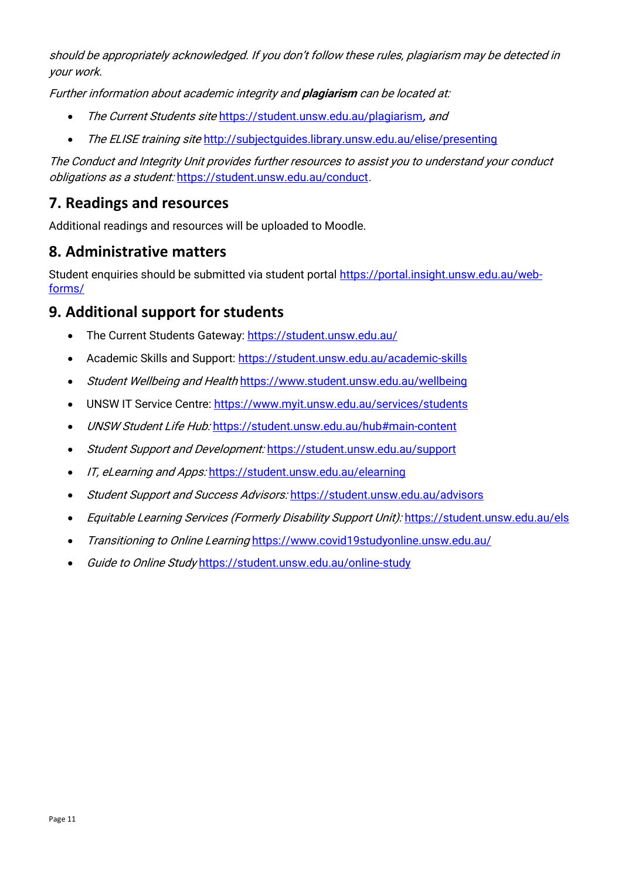*should be appropriately acknowledged. If you don't follow these rules, plagiarism may be detected in your work.*

*Further information about academic integrity and* ***plagiarism*** *can be located at:*

- *The Current Students site* https://student.unsw.edu.au/plagiarism, *and*
- *The ELISE training site* http://subjectguides.library.unsw.edu.au/elise/presenting

*The Conduct and Integrity Unit provides further resources to assist you to understand your conduct obligations as a student:* https://student.unsw.edu.au/conduct.

## 7. Readings and resources

Additional readings and resources will be uploaded to Moodle.

## 8. Administrative matters

Student enquiries should be submitted via student portal https://portal.insight.unsw.edu.au/web-forms/

## 9. Additional support for students

- The Current Students Gateway: https://student.unsw.edu.au/
- Academic Skills and Support: https://student.unsw.edu.au/academic-skills
- *Student Wellbeing and Health* https://www.student.unsw.edu.au/wellbeing
- UNSW IT Service Centre: https://www.myit.unsw.edu.au/services/students
- *UNSW Student Life Hub:* https://student.unsw.edu.au/hub#main-content
- *Student Support and Development:* https://student.unsw.edu.au/support
- *IT, eLearning and Apps:* https://student.unsw.edu.au/elearning
- *Student Support and Success Advisors:* https://student.unsw.edu.au/advisors
- *Equitable Learning Services (Formerly Disability Support Unit):* https://student.unsw.edu.au/els
- *Transitioning to Online Learning* https://www.covid19studyonline.unsw.edu.au/
- *Guide to Online Study* https://student.unsw.edu.au/online-study